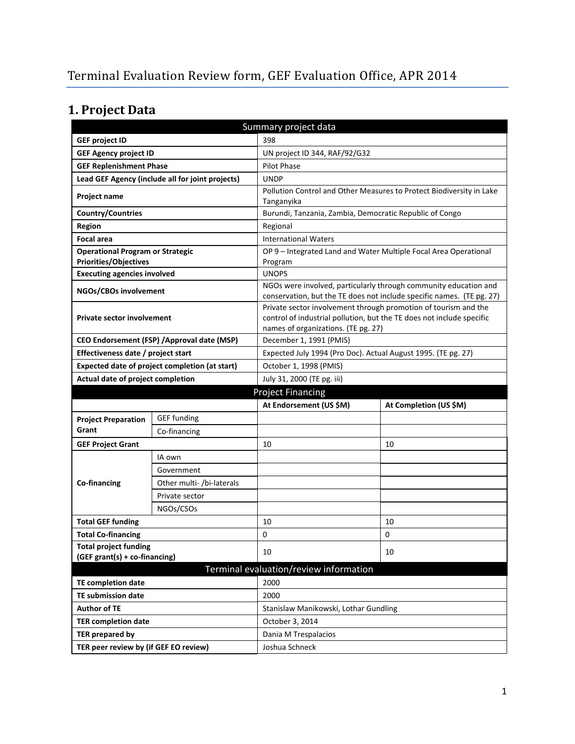# Terminal Evaluation Review form, GEF Evaluation Office, APR 2014

## 1. Project Data

| Summary project data | | | |
|---|---|---|---|
| **GEF project ID** | | 398 | |
| **GEF Agency project ID** | | UN project ID 344, RAF/92/G32 | |
| **GEF Replenishment Phase** | | Pilot Phase | |
| **Lead GEF Agency (include all for joint projects)** | | UNDP | |
| **Project name** | | Pollution Control and Other Measures to Protect Biodiversity in Lake Tanganyika | |
| **Country/Countries** | | Burundi, Tanzania, Zambia, Democratic Republic of Congo | |
| **Region** | | Regional | |
| **Focal area** | | International Waters | |
| **Operational Program or Strategic Priorities/Objectives** | | OP 9 – Integrated Land and Water Multiple Focal Area Operational Program | |
| **Executing agencies involved** | | UNOPS | |
| **NGOs/CBOs involvement** | | NGOs were involved, particularly through community education and conservation, but the TE does not include specific names. (TE pg. 27) | |
| **Private sector involvement** | | Private sector involvement through promotion of tourism and the control of industrial pollution, but the TE does not include specific names of organizations. (TE pg. 27) | |
| **CEO Endorsement (FSP) /Approval date (MSP)** | | December 1, 1991 (PMIS) | |
| **Effectiveness date / project start** | | Expected July 1994 (Pro Doc). Actual August 1995. (TE pg. 27) | |
| **Expected date of project completion (at start)** | | October 1, 1998 (PMIS) | |
| **Actual date of project completion** | | July 31, 2000 (TE pg. iii) | |
| **Project Financing** | | | |
| | | **At Endorsement (US $M)** | **At Completion (US $M)** |
| **Project Preparation Grant** | GEF funding | | |
| | Co-financing | | |
| **GEF Project Grant** | | 10 | 10 |
| **Co-financing** | IA own | | |
| | Government | | |
| | Other multi- /bi-laterals | | |
| | Private sector | | |
| | NGOs/CSOs | | |
| **Total GEF funding** | | 10 | 10 |
| **Total Co-financing** | | 0 | 0 |
| **Total project funding (GEF grant(s) + co-financing)** | | 10 | 10 |
| **Terminal evaluation/review information** | | | |
| **TE completion date** | | 2000 | |
| **TE submission date** | | 2000 | |
| **Author of TE** | | Stanislaw Manikowski, Lothar Gundling | |
| **TER completion date** | | October 3, 2014 | |
| **TER prepared by** | | Dania M Trespalacios | |
| **TER peer review by (if GEF EO review)** | | Joshua Schneck | |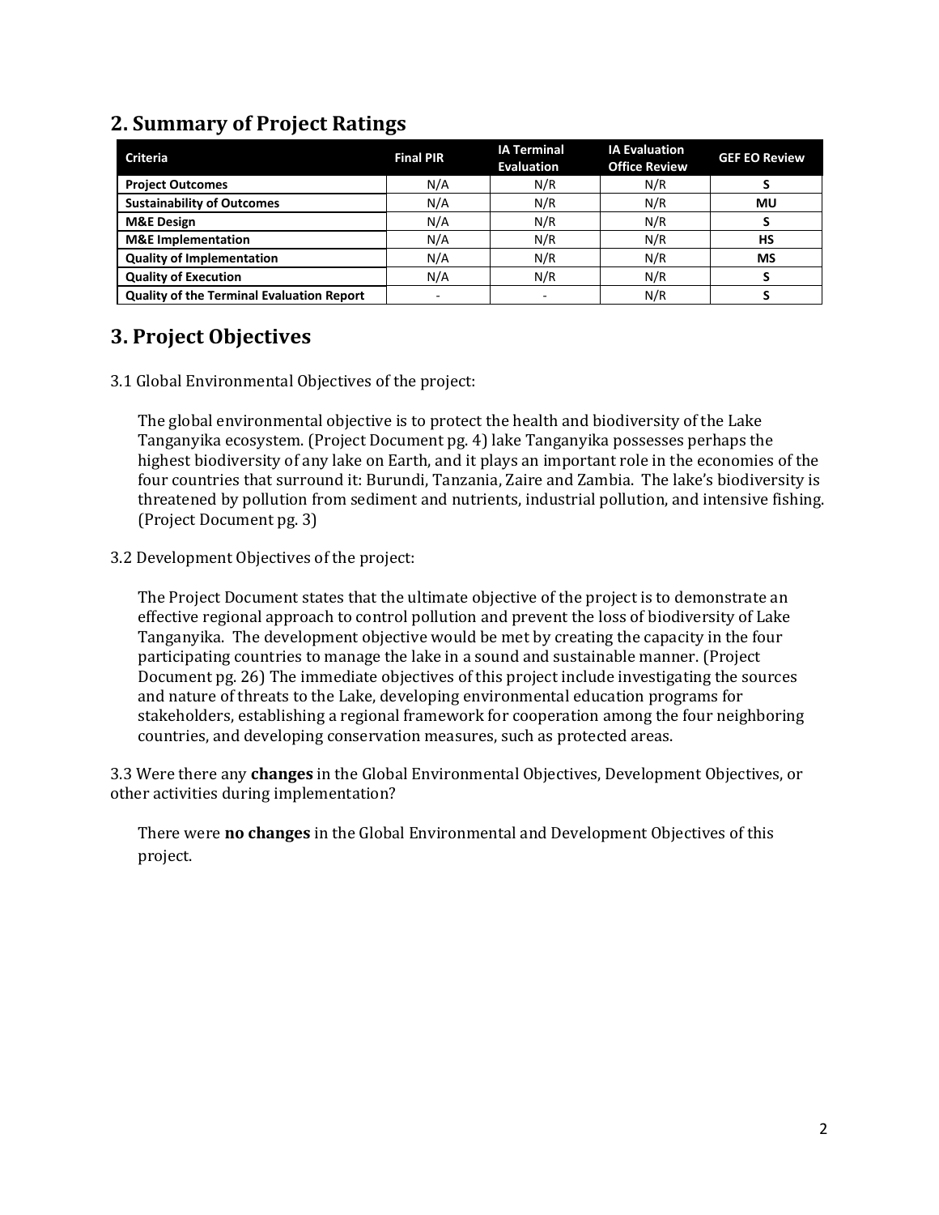## 2. Summary of Project Ratings

| Criteria | Final PIR | IA Terminal Evaluation | IA Evaluation Office Review | GEF EO Review |
|---|---|---|---|---|
| **Project Outcomes** | N/A | N/R | N/R | **S** |
| **Sustainability of Outcomes** | N/A | N/R | N/R | **MU** |
| **M&E Design** | N/A | N/R | N/R | **S** |
| **M&E Implementation** | N/A | N/R | N/R | **HS** |
| **Quality of Implementation** | N/A | N/R | N/R | **MS** |
| **Quality of Execution** | N/A | N/R | N/R | **S** |
| **Quality of the Terminal Evaluation Report** | - | - | N/R | **S** |

## 3. Project Objectives

3.1 Global Environmental Objectives of the project:

The global environmental objective is to protect the health and biodiversity of the Lake Tanganyika ecosystem. (Project Document pg. 4) lake Tanganyika possesses perhaps the highest biodiversity of any lake on Earth, and it plays an important role in the economies of the four countries that surround it: Burundi, Tanzania, Zaire and Zambia. The lake's biodiversity is threatened by pollution from sediment and nutrients, industrial pollution, and intensive fishing. (Project Document pg. 3)

3.2 Development Objectives of the project:

The Project Document states that the ultimate objective of the project is to demonstrate an effective regional approach to control pollution and prevent the loss of biodiversity of Lake Tanganyika. The development objective would be met by creating the capacity in the four participating countries to manage the lake in a sound and sustainable manner. (Project Document pg. 26) The immediate objectives of this project include investigating the sources and nature of threats to the Lake, developing environmental education programs for stakeholders, establishing a regional framework for cooperation among the four neighboring countries, and developing conservation measures, such as protected areas.

3.3 Were there any **changes** in the Global Environmental Objectives, Development Objectives, or other activities during implementation?

There were **no changes** in the Global Environmental and Development Objectives of this project.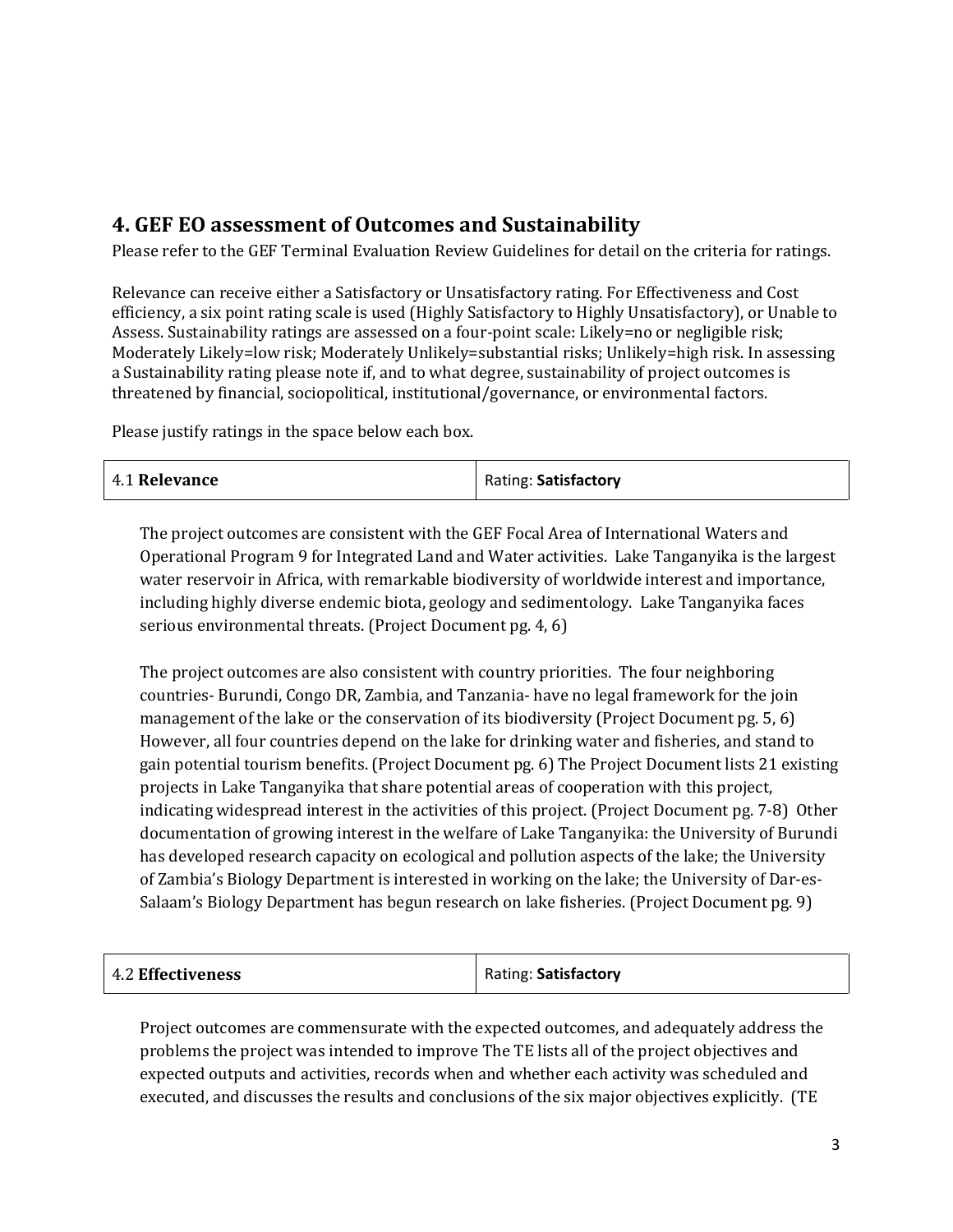## 4. GEF EO assessment of Outcomes and Sustainability

Please refer to the GEF Terminal Evaluation Review Guidelines for detail on the criteria for ratings.

Relevance can receive either a Satisfactory or Unsatisfactory rating. For Effectiveness and Cost efficiency, a six point rating scale is used (Highly Satisfactory to Highly Unsatisfactory), or Unable to Assess. Sustainability ratings are assessed on a four-point scale: Likely=no or negligible risk; Moderately Likely=low risk; Moderately Unlikely=substantial risks; Unlikely=high risk. In assessing a Sustainability rating please note if, and to what degree, sustainability of project outcomes is threatened by financial, sociopolitical, institutional/governance, or environmental factors.

Please justify ratings in the space below each box.

| 4.1 **Relevance** | Rating: **Satisfactory** |
|---|---|

The project outcomes are consistent with the GEF Focal Area of International Waters and Operational Program 9 for Integrated Land and Water activities. Lake Tanganyika is the largest water reservoir in Africa, with remarkable biodiversity of worldwide interest and importance, including highly diverse endemic biota, geology and sedimentology. Lake Tanganyika faces serious environmental threats. (Project Document pg. 4, 6)

The project outcomes are also consistent with country priorities. The four neighboring countries- Burundi, Congo DR, Zambia, and Tanzania- have no legal framework for the join management of the lake or the conservation of its biodiversity (Project Document pg. 5, 6) However, all four countries depend on the lake for drinking water and fisheries, and stand to gain potential tourism benefits. (Project Document pg. 6) The Project Document lists 21 existing projects in Lake Tanganyika that share potential areas of cooperation with this project, indicating widespread interest in the activities of this project. (Project Document pg. 7-8) Other documentation of growing interest in the welfare of Lake Tanganyika: the University of Burundi has developed research capacity on ecological and pollution aspects of the lake; the University of Zambia's Biology Department is interested in working on the lake; the University of Dar-es-Salaam's Biology Department has begun research on lake fisheries. (Project Document pg. 9)

| 4.2 **Effectiveness** | Rating: **Satisfactory** |
|---|---|

Project outcomes are commensurate with the expected outcomes, and adequately address the problems the project was intended to improve The TE lists all of the project objectives and expected outputs and activities, records when and whether each activity was scheduled and executed, and discusses the results and conclusions of the six major objectives explicitly. (TE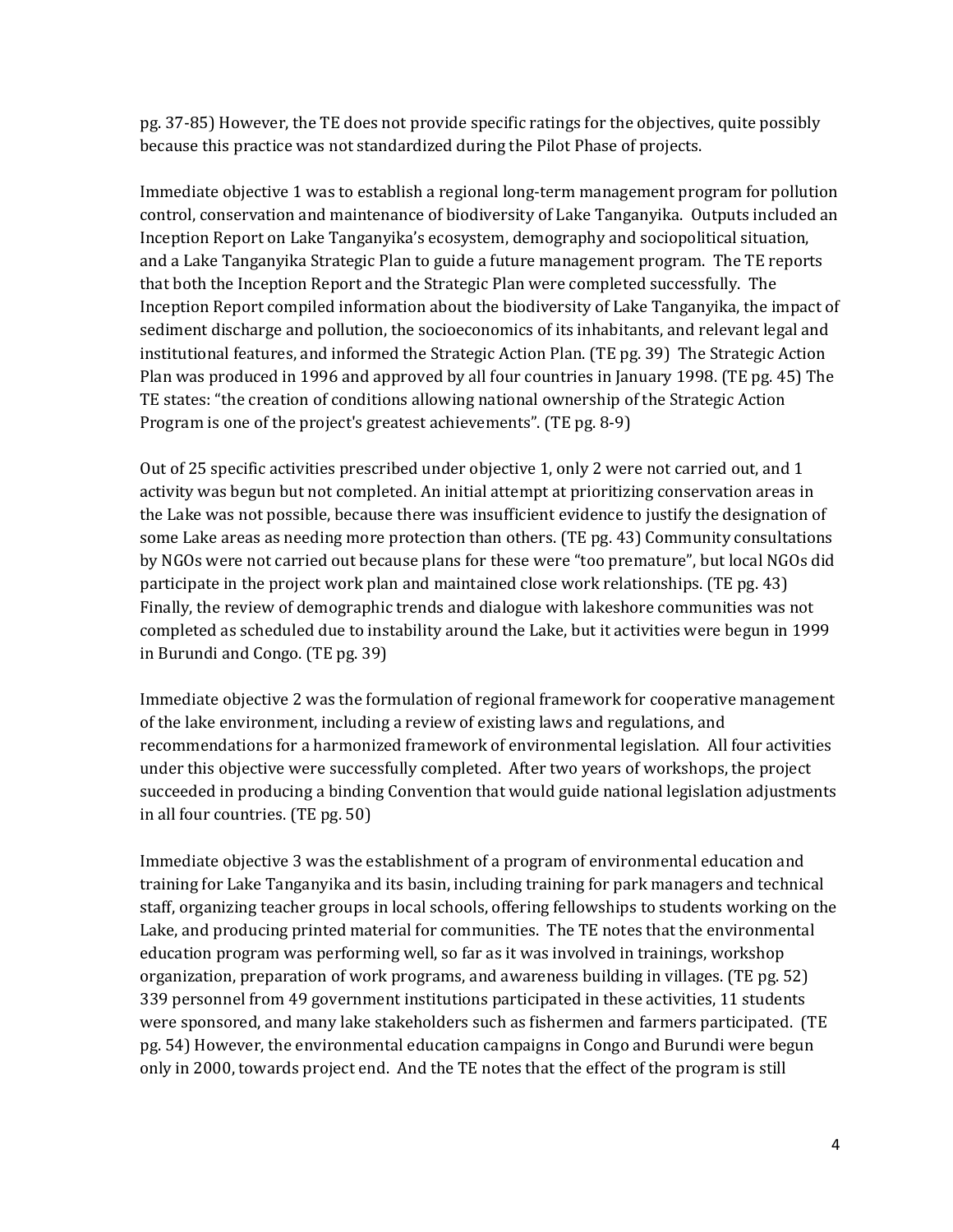pg. 37-85) However, the TE does not provide specific ratings for the objectives, quite possibly because this practice was not standardized during the Pilot Phase of projects.

Immediate objective 1 was to establish a regional long-term management program for pollution control, conservation and maintenance of biodiversity of Lake Tanganyika. Outputs included an Inception Report on Lake Tanganyika's ecosystem, demography and sociopolitical situation, and a Lake Tanganyika Strategic Plan to guide a future management program. The TE reports that both the Inception Report and the Strategic Plan were completed successfully. The Inception Report compiled information about the biodiversity of Lake Tanganyika, the impact of sediment discharge and pollution, the socioeconomics of its inhabitants, and relevant legal and institutional features, and informed the Strategic Action Plan. (TE pg. 39) The Strategic Action Plan was produced in 1996 and approved by all four countries in January 1998. (TE pg. 45) The TE states: "the creation of conditions allowing national ownership of the Strategic Action Program is one of the project's greatest achievements". (TE pg. 8-9)

Out of 25 specific activities prescribed under objective 1, only 2 were not carried out, and 1 activity was begun but not completed. An initial attempt at prioritizing conservation areas in the Lake was not possible, because there was insufficient evidence to justify the designation of some Lake areas as needing more protection than others. (TE pg. 43) Community consultations by NGOs were not carried out because plans for these were "too premature", but local NGOs did participate in the project work plan and maintained close work relationships. (TE pg. 43) Finally, the review of demographic trends and dialogue with lakeshore communities was not completed as scheduled due to instability around the Lake, but it activities were begun in 1999 in Burundi and Congo. (TE pg. 39)

Immediate objective 2 was the formulation of regional framework for cooperative management of the lake environment, including a review of existing laws and regulations, and recommendations for a harmonized framework of environmental legislation. All four activities under this objective were successfully completed. After two years of workshops, the project succeeded in producing a binding Convention that would guide national legislation adjustments in all four countries. (TE pg. 50)

Immediate objective 3 was the establishment of a program of environmental education and training for Lake Tanganyika and its basin, including training for park managers and technical staff, organizing teacher groups in local schools, offering fellowships to students working on the Lake, and producing printed material for communities. The TE notes that the environmental education program was performing well, so far as it was involved in trainings, workshop organization, preparation of work programs, and awareness building in villages. (TE pg. 52) 339 personnel from 49 government institutions participated in these activities, 11 students were sponsored, and many lake stakeholders such as fishermen and farmers participated. (TE pg. 54) However, the environmental education campaigns in Congo and Burundi were begun only in 2000, towards project end. And the TE notes that the effect of the program is still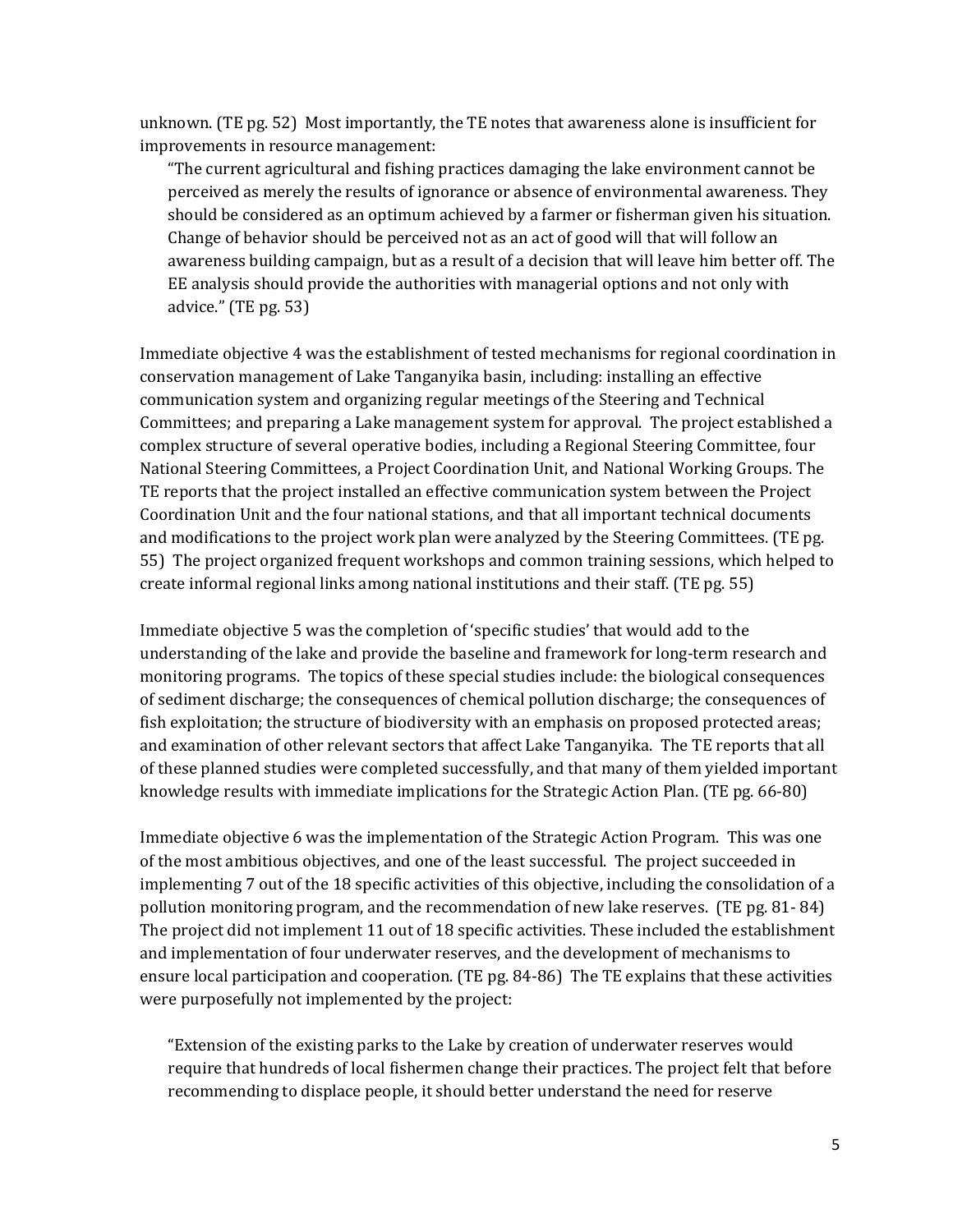unknown. (TE pg. 52) Most importantly, the TE notes that awareness alone is insufficient for improvements in resource management:

> "The current agricultural and fishing practices damaging the lake environment cannot be perceived as merely the results of ignorance or absence of environmental awareness. They should be considered as an optimum achieved by a farmer or fisherman given his situation. Change of behavior should be perceived not as an act of good will that will follow an awareness building campaign, but as a result of a decision that will leave him better off. The EE analysis should provide the authorities with managerial options and not only with advice." (TE pg. 53)

Immediate objective 4 was the establishment of tested mechanisms for regional coordination in conservation management of Lake Tanganyika basin, including: installing an effective communication system and organizing regular meetings of the Steering and Technical Committees; and preparing a Lake management system for approval. The project established a complex structure of several operative bodies, including a Regional Steering Committee, four National Steering Committees, a Project Coordination Unit, and National Working Groups. The TE reports that the project installed an effective communication system between the Project Coordination Unit and the four national stations, and that all important technical documents and modifications to the project work plan were analyzed by the Steering Committees. (TE pg. 55) The project organized frequent workshops and common training sessions, which helped to create informal regional links among national institutions and their staff. (TE pg. 55)

Immediate objective 5 was the completion of 'specific studies' that would add to the understanding of the lake and provide the baseline and framework for long-term research and monitoring programs. The topics of these special studies include: the biological consequences of sediment discharge; the consequences of chemical pollution discharge; the consequences of fish exploitation; the structure of biodiversity with an emphasis on proposed protected areas; and examination of other relevant sectors that affect Lake Tanganyika. The TE reports that all of these planned studies were completed successfully, and that many of them yielded important knowledge results with immediate implications for the Strategic Action Plan. (TE pg. 66-80)

Immediate objective 6 was the implementation of the Strategic Action Program. This was one of the most ambitious objectives, and one of the least successful. The project succeeded in implementing 7 out of the 18 specific activities of this objective, including the consolidation of a pollution monitoring program, and the recommendation of new lake reserves. (TE pg. 81- 84) The project did not implement 11 out of 18 specific activities. These included the establishment and implementation of four underwater reserves, and the development of mechanisms to ensure local participation and cooperation. (TE pg. 84-86) The TE explains that these activities were purposefully not implemented by the project:

> "Extension of the existing parks to the Lake by creation of underwater reserves would require that hundreds of local fishermen change their practices. The project felt that before recommending to displace people, it should better understand the need for reserve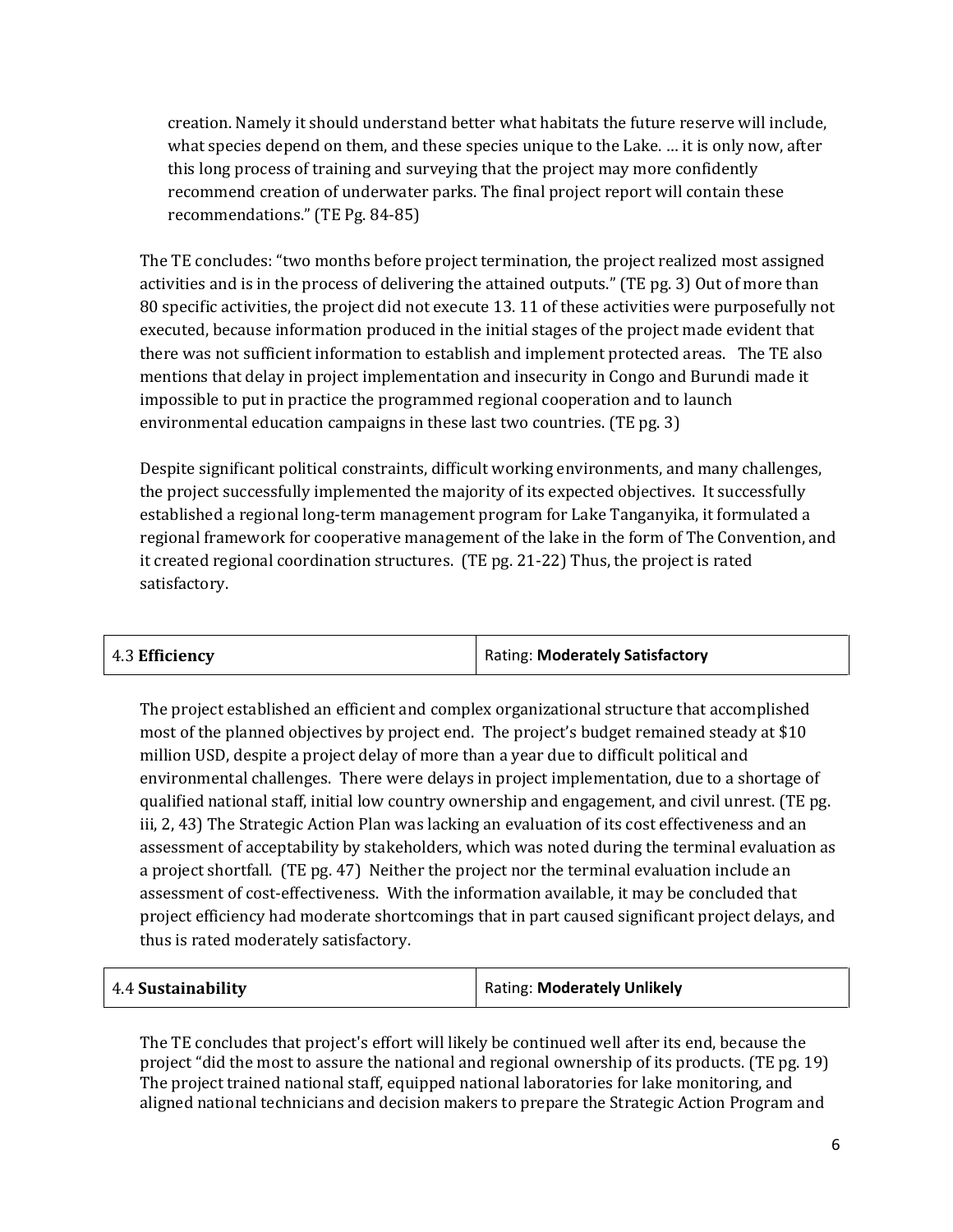creation. Namely it should understand better what habitats the future reserve will include, what species depend on them, and these species unique to the Lake. … it is only now, after this long process of training and surveying that the project may more confidently recommend creation of underwater parks. The final project report will contain these recommendations." (TE Pg. 84-85)

The TE concludes: "two months before project termination, the project realized most assigned activities and is in the process of delivering the attained outputs." (TE pg. 3) Out of more than 80 specific activities, the project did not execute 13. 11 of these activities were purposefully not executed, because information produced in the initial stages of the project made evident that there was not sufficient information to establish and implement protected areas. The TE also mentions that delay in project implementation and insecurity in Congo and Burundi made it impossible to put in practice the programmed regional cooperation and to launch environmental education campaigns in these last two countries. (TE pg. 3)

Despite significant political constraints, difficult working environments, and many challenges, the project successfully implemented the majority of its expected objectives. It successfully established a regional long-term management program for Lake Tanganyika, it formulated a regional framework for cooperative management of the lake in the form of The Convention, and it created regional coordination structures. (TE pg. 21-22) Thus, the project is rated satisfactory.

| 4.3 **Efficiency** | Rating: **Moderately Satisfactory** |
|---|---|

The project established an efficient and complex organizational structure that accomplished most of the planned objectives by project end. The project's budget remained steady at $10 million USD, despite a project delay of more than a year due to difficult political and environmental challenges. There were delays in project implementation, due to a shortage of qualified national staff, initial low country ownership and engagement, and civil unrest. (TE pg. iii, 2, 43) The Strategic Action Plan was lacking an evaluation of its cost effectiveness and an assessment of acceptability by stakeholders, which was noted during the terminal evaluation as a project shortfall. (TE pg. 47) Neither the project nor the terminal evaluation include an assessment of cost-effectiveness. With the information available, it may be concluded that project efficiency had moderate shortcomings that in part caused significant project delays, and thus is rated moderately satisfactory.

| 4.4 **Sustainability** | Rating: **Moderately Unlikely** |
|---|---|

The TE concludes that project's effort will likely be continued well after its end, because the project "did the most to assure the national and regional ownership of its products. (TE pg. 19) The project trained national staff, equipped national laboratories for lake monitoring, and aligned national technicians and decision makers to prepare the Strategic Action Program and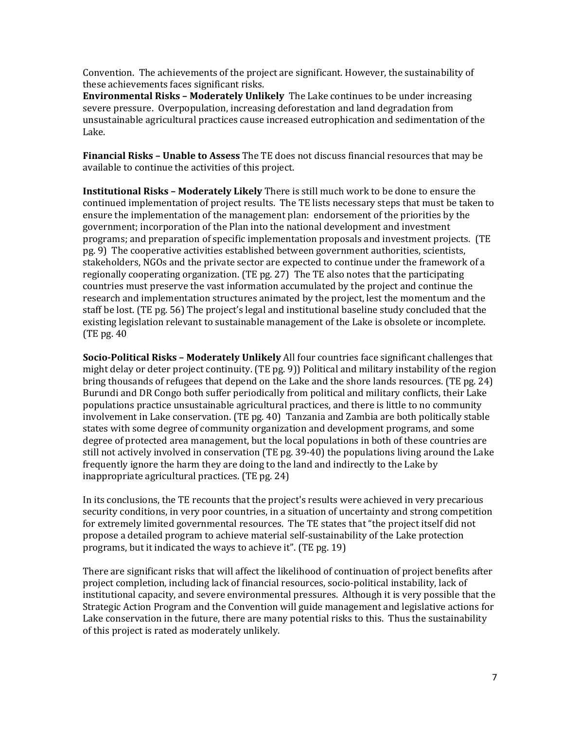Convention. The achievements of the project are significant. However, the sustainability of these achievements faces significant risks.

**Environmental Risks – Moderately Unlikely** The Lake continues to be under increasing severe pressure. Overpopulation, increasing deforestation and land degradation from unsustainable agricultural practices cause increased eutrophication and sedimentation of the Lake.

**Financial Risks – Unable to Assess** The TE does not discuss financial resources that may be available to continue the activities of this project.

**Institutional Risks – Moderately Likely** There is still much work to be done to ensure the continued implementation of project results. The TE lists necessary steps that must be taken to ensure the implementation of the management plan: endorsement of the priorities by the government; incorporation of the Plan into the national development and investment programs; and preparation of specific implementation proposals and investment projects. (TE pg. 9) The cooperative activities established between government authorities, scientists, stakeholders, NGOs and the private sector are expected to continue under the framework of a regionally cooperating organization. (TE pg. 27) The TE also notes that the participating countries must preserve the vast information accumulated by the project and continue the research and implementation structures animated by the project, lest the momentum and the staff be lost. (TE pg. 56) The project's legal and institutional baseline study concluded that the existing legislation relevant to sustainable management of the Lake is obsolete or incomplete. (TE pg. 40

**Socio-Political Risks – Moderately Unlikely** All four countries face significant challenges that might delay or deter project continuity. (TE pg. 9)) Political and military instability of the region bring thousands of refugees that depend on the Lake and the shore lands resources. (TE pg. 24) Burundi and DR Congo both suffer periodically from political and military conflicts, their Lake populations practice unsustainable agricultural practices, and there is little to no community involvement in Lake conservation. (TE pg. 40) Tanzania and Zambia are both politically stable states with some degree of community organization and development programs, and some degree of protected area management, but the local populations in both of these countries are still not actively involved in conservation (TE pg. 39-40) the populations living around the Lake frequently ignore the harm they are doing to the land and indirectly to the Lake by inappropriate agricultural practices. (TE pg. 24)

In its conclusions, the TE recounts that the project's results were achieved in very precarious security conditions, in very poor countries, in a situation of uncertainty and strong competition for extremely limited governmental resources. The TE states that "the project itself did not propose a detailed program to achieve material self-sustainability of the Lake protection programs, but it indicated the ways to achieve it". (TE pg. 19)

There are significant risks that will affect the likelihood of continuation of project benefits after project completion, including lack of financial resources, socio-political instability, lack of institutional capacity, and severe environmental pressures. Although it is very possible that the Strategic Action Program and the Convention will guide management and legislative actions for Lake conservation in the future, there are many potential risks to this. Thus the sustainability of this project is rated as moderately unlikely.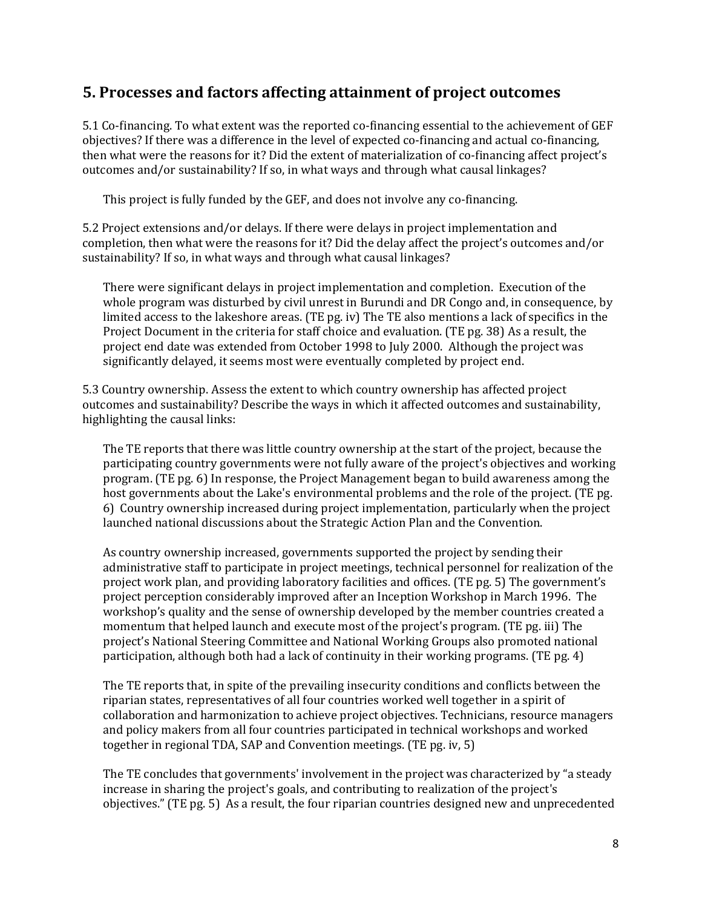## 5. Processes and factors affecting attainment of project outcomes

5.1 Co-financing. To what extent was the reported co-financing essential to the achievement of GEF objectives? If there was a difference in the level of expected co-financing and actual co-financing, then what were the reasons for it? Did the extent of materialization of co-financing affect project's outcomes and/or sustainability? If so, in what ways and through what causal linkages?

This project is fully funded by the GEF, and does not involve any co-financing.

5.2 Project extensions and/or delays. If there were delays in project implementation and completion, then what were the reasons for it? Did the delay affect the project's outcomes and/or sustainability? If so, in what ways and through what causal linkages?

There were significant delays in project implementation and completion. Execution of the whole program was disturbed by civil unrest in Burundi and DR Congo and, in consequence, by limited access to the lakeshore areas. (TE pg. iv) The TE also mentions a lack of specifics in the Project Document in the criteria for staff choice and evaluation. (TE pg. 38) As a result, the project end date was extended from October 1998 to July 2000. Although the project was significantly delayed, it seems most were eventually completed by project end.

5.3 Country ownership. Assess the extent to which country ownership has affected project outcomes and sustainability? Describe the ways in which it affected outcomes and sustainability, highlighting the causal links:

The TE reports that there was little country ownership at the start of the project, because the participating country governments were not fully aware of the project's objectives and working program. (TE pg. 6) In response, the Project Management began to build awareness among the host governments about the Lake's environmental problems and the role of the project. (TE pg. 6) Country ownership increased during project implementation, particularly when the project launched national discussions about the Strategic Action Plan and the Convention.

As country ownership increased, governments supported the project by sending their administrative staff to participate in project meetings, technical personnel for realization of the project work plan, and providing laboratory facilities and offices. (TE pg. 5) The government's project perception considerably improved after an Inception Workshop in March 1996. The workshop's quality and the sense of ownership developed by the member countries created a momentum that helped launch and execute most of the project's program. (TE pg. iii) The project's National Steering Committee and National Working Groups also promoted national participation, although both had a lack of continuity in their working programs. (TE pg. 4)

The TE reports that, in spite of the prevailing insecurity conditions and conflicts between the riparian states, representatives of all four countries worked well together in a spirit of collaboration and harmonization to achieve project objectives. Technicians, resource managers and policy makers from all four countries participated in technical workshops and worked together in regional TDA, SAP and Convention meetings. (TE pg. iv, 5)

The TE concludes that governments' involvement in the project was characterized by "a steady increase in sharing the project's goals, and contributing to realization of the project's objectives." (TE pg. 5) As a result, the four riparian countries designed new and unprecedented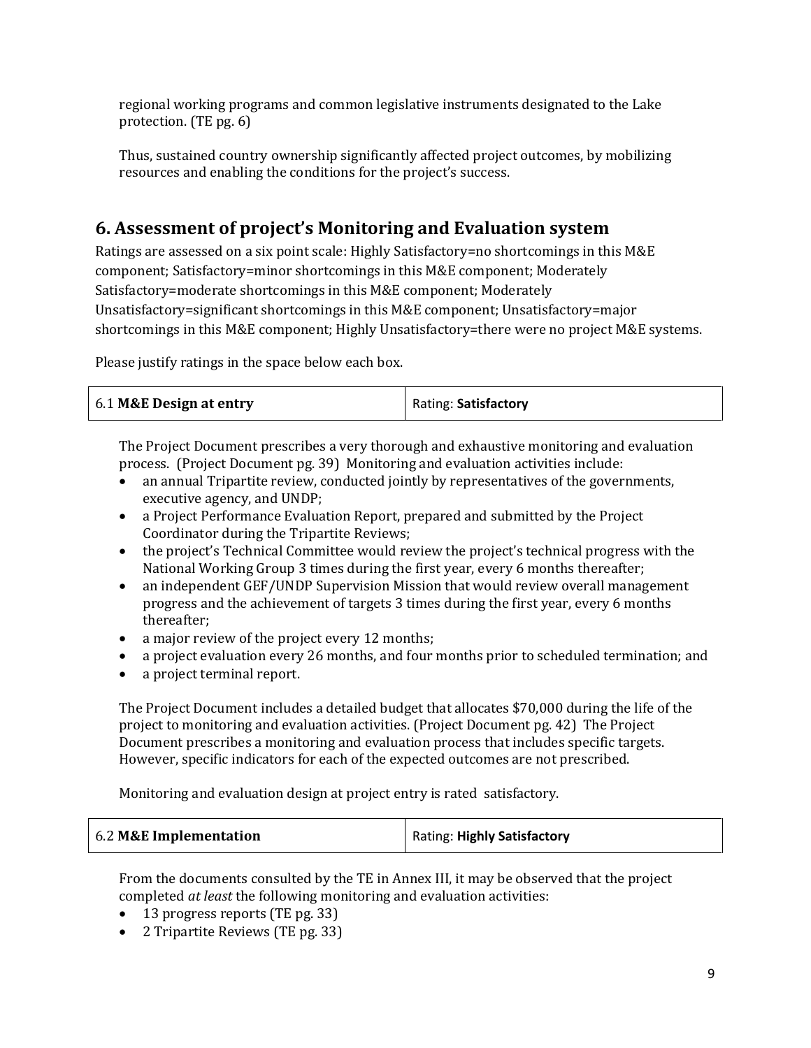regional working programs and common legislative instruments designated to the Lake protection. (TE pg. 6)

Thus, sustained country ownership significantly affected project outcomes, by mobilizing resources and enabling the conditions for the project's success.

## 6. Assessment of project's Monitoring and Evaluation system

Ratings are assessed on a six point scale: Highly Satisfactory=no shortcomings in this M&E component; Satisfactory=minor shortcomings in this M&E component; Moderately Satisfactory=moderate shortcomings in this M&E component; Moderately Unsatisfactory=significant shortcomings in this M&E component; Unsatisfactory=major shortcomings in this M&E component; Highly Unsatisfactory=there were no project M&E systems.

Please justify ratings in the space below each box.

| 6.1 **M&E Design at entry** | Rating: **Satisfactory** |
|---|---|

The Project Document prescribes a very thorough and exhaustive monitoring and evaluation process. (Project Document pg. 39) Monitoring and evaluation activities include:

- an annual Tripartite review, conducted jointly by representatives of the governments, executive agency, and UNDP;
- a Project Performance Evaluation Report, prepared and submitted by the Project Coordinator during the Tripartite Reviews;
- the project's Technical Committee would review the project's technical progress with the National Working Group 3 times during the first year, every 6 months thereafter;
- an independent GEF/UNDP Supervision Mission that would review overall management progress and the achievement of targets 3 times during the first year, every 6 months thereafter;
- a major review of the project every 12 months;
- a project evaluation every 26 months, and four months prior to scheduled termination; and
- a project terminal report.

The Project Document includes a detailed budget that allocates $70,000 during the life of the project to monitoring and evaluation activities. (Project Document pg. 42) The Project Document prescribes a monitoring and evaluation process that includes specific targets. However, specific indicators for each of the expected outcomes are not prescribed.

Monitoring and evaluation design at project entry is rated satisfactory.

| 6.2 **M&E Implementation** | Rating: **Highly Satisfactory** |
|---|---|

From the documents consulted by the TE in Annex III, it may be observed that the project completed *at least* the following monitoring and evaluation activities:

- 13 progress reports (TE pg. 33)
- 2 Tripartite Reviews (TE pg. 33)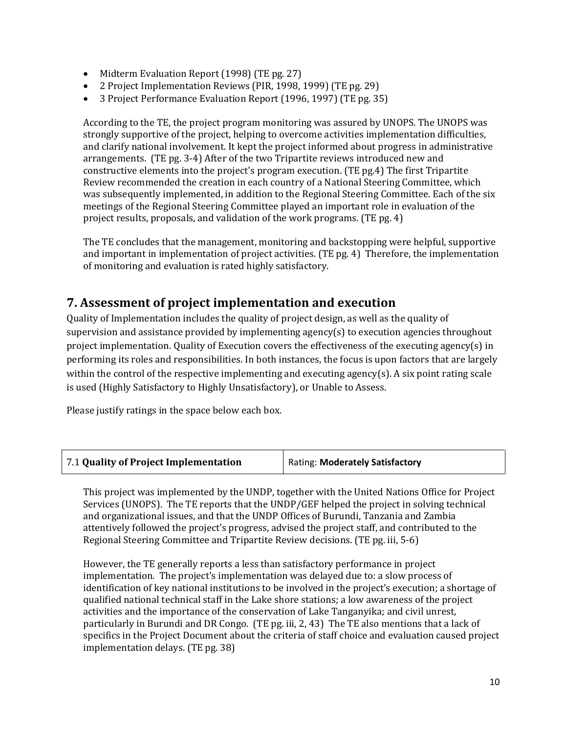- Midterm Evaluation Report (1998) (TE pg. 27)
- 2 Project Implementation Reviews (PIR, 1998, 1999) (TE pg. 29)
- 3 Project Performance Evaluation Report (1996, 1997) (TE pg. 35)

According to the TE, the project program monitoring was assured by UNOPS. The UNOPS was strongly supportive of the project, helping to overcome activities implementation difficulties, and clarify national involvement. It kept the project informed about progress in administrative arrangements. (TE pg. 3-4) After of the two Tripartite reviews introduced new and constructive elements into the project's program execution. (TE pg.4) The first Tripartite Review recommended the creation in each country of a National Steering Committee, which was subsequently implemented, in addition to the Regional Steering Committee. Each of the six meetings of the Regional Steering Committee played an important role in evaluation of the project results, proposals, and validation of the work programs. (TE pg. 4)

The TE concludes that the management, monitoring and backstopping were helpful, supportive and important in implementation of project activities. (TE pg. 4) Therefore, the implementation of monitoring and evaluation is rated highly satisfactory.

## 7. Assessment of project implementation and execution

Quality of Implementation includes the quality of project design, as well as the quality of supervision and assistance provided by implementing agency(s) to execution agencies throughout project implementation. Quality of Execution covers the effectiveness of the executing agency(s) in performing its roles and responsibilities. In both instances, the focus is upon factors that are largely within the control of the respective implementing and executing agency(s). A six point rating scale is used (Highly Satisfactory to Highly Unsatisfactory), or Unable to Assess.

Please justify ratings in the space below each box.

| 7.1 **Quality of Project Implementation** | Rating: **Moderately Satisfactory** |
|---|---|

This project was implemented by the UNDP, together with the United Nations Office for Project Services (UNOPS). The TE reports that the UNDP/GEF helped the project in solving technical and organizational issues, and that the UNDP Offices of Burundi, Tanzania and Zambia attentively followed the project's progress, advised the project staff, and contributed to the Regional Steering Committee and Tripartite Review decisions. (TE pg. iii, 5-6)

However, the TE generally reports a less than satisfactory performance in project implementation. The project's implementation was delayed due to: a slow process of identification of key national institutions to be involved in the project's execution; a shortage of qualified national technical staff in the Lake shore stations; a low awareness of the project activities and the importance of the conservation of Lake Tanganyika; and civil unrest, particularly in Burundi and DR Congo. (TE pg. iii, 2, 43) The TE also mentions that a lack of specifics in the Project Document about the criteria of staff choice and evaluation caused project implementation delays. (TE pg. 38)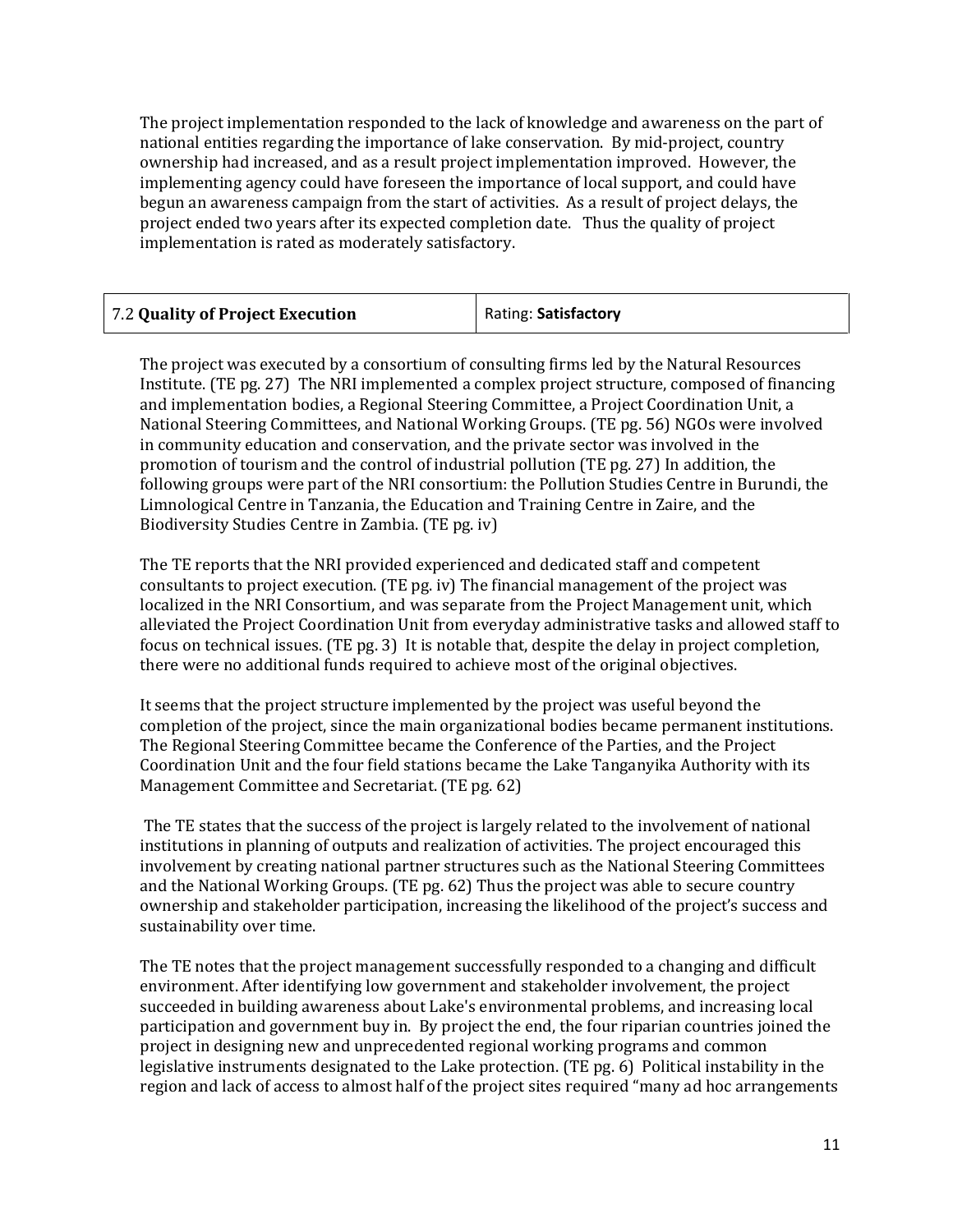The project implementation responded to the lack of knowledge and awareness on the part of national entities regarding the importance of lake conservation. By mid-project, country ownership had increased, and as a result project implementation improved. However, the implementing agency could have foreseen the importance of local support, and could have begun an awareness campaign from the start of activities. As a result of project delays, the project ended two years after its expected completion date. Thus the quality of project implementation is rated as moderately satisfactory.

| 7.2 **Quality of Project Execution** | Rating: **Satisfactory** |
|---|---|

The project was executed by a consortium of consulting firms led by the Natural Resources Institute. (TE pg. 27) The NRI implemented a complex project structure, composed of financing and implementation bodies, a Regional Steering Committee, a Project Coordination Unit, a National Steering Committees, and National Working Groups. (TE pg. 56) NGOs were involved in community education and conservation, and the private sector was involved in the promotion of tourism and the control of industrial pollution (TE pg. 27) In addition, the following groups were part of the NRI consortium: the Pollution Studies Centre in Burundi, the Limnological Centre in Tanzania, the Education and Training Centre in Zaire, and the Biodiversity Studies Centre in Zambia. (TE pg. iv)

The TE reports that the NRI provided experienced and dedicated staff and competent consultants to project execution. (TE pg. iv) The financial management of the project was localized in the NRI Consortium, and was separate from the Project Management unit, which alleviated the Project Coordination Unit from everyday administrative tasks and allowed staff to focus on technical issues. (TE pg. 3) It is notable that, despite the delay in project completion, there were no additional funds required to achieve most of the original objectives.

It seems that the project structure implemented by the project was useful beyond the completion of the project, since the main organizational bodies became permanent institutions. The Regional Steering Committee became the Conference of the Parties, and the Project Coordination Unit and the four field stations became the Lake Tanganyika Authority with its Management Committee and Secretariat. (TE pg. 62)

The TE states that the success of the project is largely related to the involvement of national institutions in planning of outputs and realization of activities. The project encouraged this involvement by creating national partner structures such as the National Steering Committees and the National Working Groups. (TE pg. 62) Thus the project was able to secure country ownership and stakeholder participation, increasing the likelihood of the project's success and sustainability over time.

The TE notes that the project management successfully responded to a changing and difficult environment. After identifying low government and stakeholder involvement, the project succeeded in building awareness about Lake's environmental problems, and increasing local participation and government buy in. By project the end, the four riparian countries joined the project in designing new and unprecedented regional working programs and common legislative instruments designated to the Lake protection. (TE pg. 6) Political instability in the region and lack of access to almost half of the project sites required "many ad hoc arrangements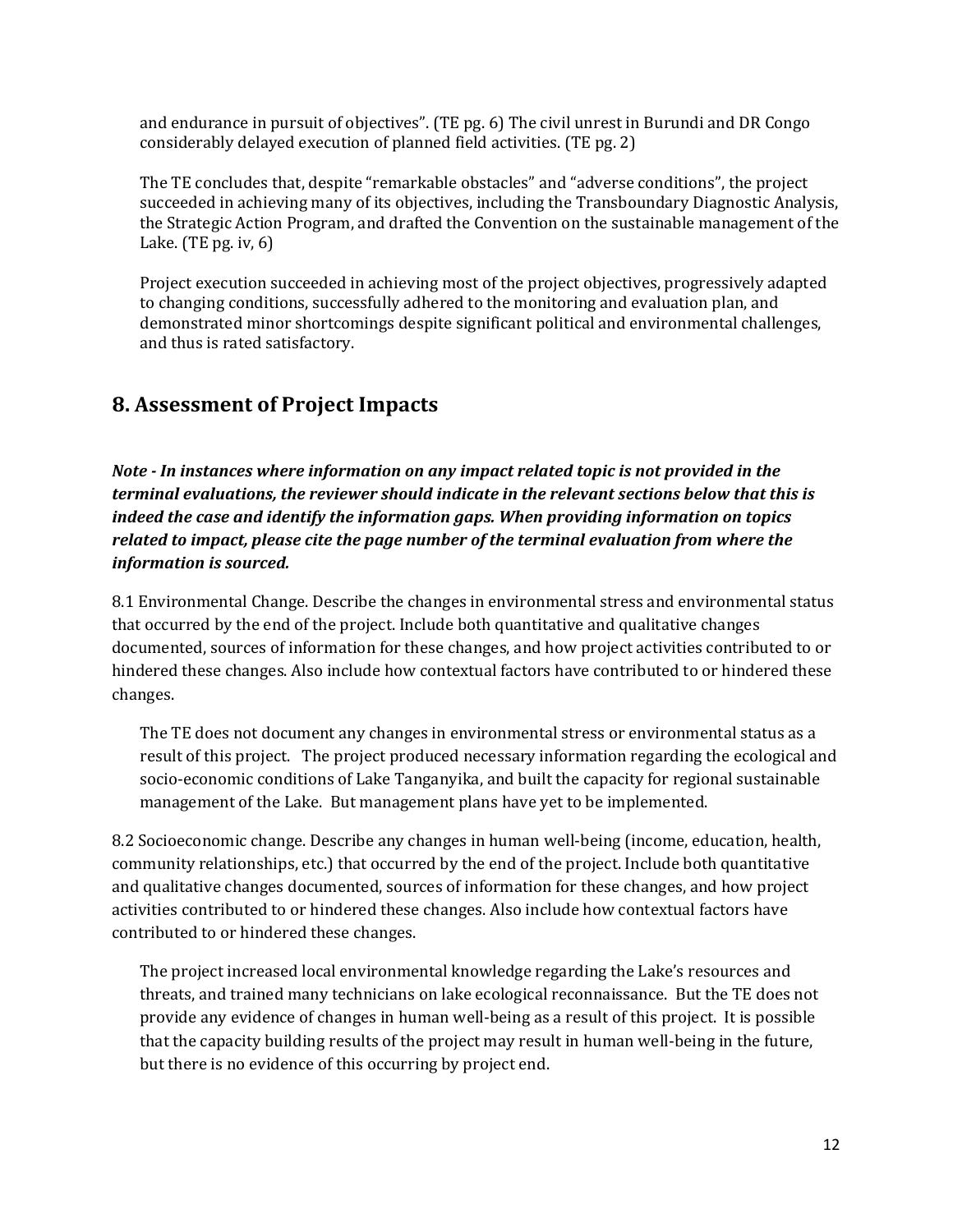and endurance in pursuit of objectives". (TE pg. 6) The civil unrest in Burundi and DR Congo considerably delayed execution of planned field activities. (TE pg. 2)

The TE concludes that, despite "remarkable obstacles" and "adverse conditions", the project succeeded in achieving many of its objectives, including the Transboundary Diagnostic Analysis, the Strategic Action Program, and drafted the Convention on the sustainable management of the Lake. (TE pg. iv, 6)

Project execution succeeded in achieving most of the project objectives, progressively adapted to changing conditions, successfully adhered to the monitoring and evaluation plan, and demonstrated minor shortcomings despite significant political and environmental challenges, and thus is rated satisfactory.

## 8. Assessment of Project Impacts

***Note - In instances where information on any impact related topic is not provided in the terminal evaluations, the reviewer should indicate in the relevant sections below that this is indeed the case and identify the information gaps. When providing information on topics related to impact, please cite the page number of the terminal evaluation from where the information is sourced.***

8.1 Environmental Change. Describe the changes in environmental stress and environmental status that occurred by the end of the project. Include both quantitative and qualitative changes documented, sources of information for these changes, and how project activities contributed to or hindered these changes. Also include how contextual factors have contributed to or hindered these changes.

The TE does not document any changes in environmental stress or environmental status as a result of this project. The project produced necessary information regarding the ecological and socio-economic conditions of Lake Tanganyika, and built the capacity for regional sustainable management of the Lake. But management plans have yet to be implemented.

8.2 Socioeconomic change. Describe any changes in human well-being (income, education, health, community relationships, etc.) that occurred by the end of the project. Include both quantitative and qualitative changes documented, sources of information for these changes, and how project activities contributed to or hindered these changes. Also include how contextual factors have contributed to or hindered these changes.

The project increased local environmental knowledge regarding the Lake's resources and threats, and trained many technicians on lake ecological reconnaissance. But the TE does not provide any evidence of changes in human well-being as a result of this project. It is possible that the capacity building results of the project may result in human well-being in the future, but there is no evidence of this occurring by project end.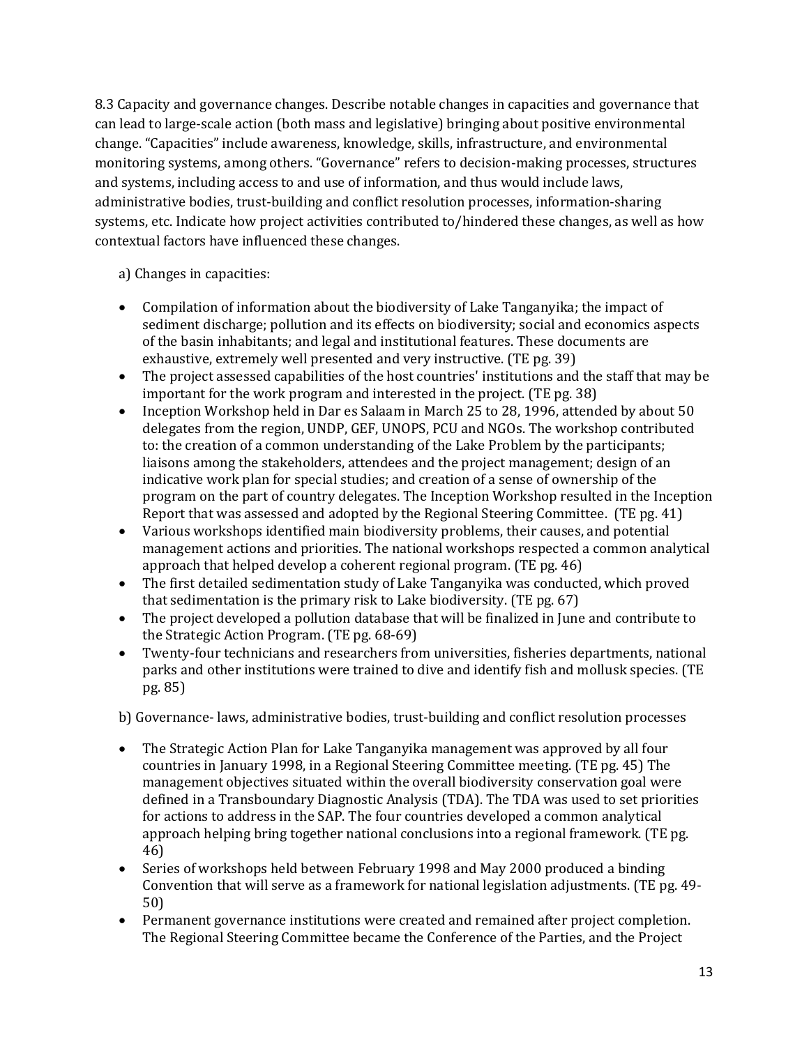8.3 Capacity and governance changes. Describe notable changes in capacities and governance that can lead to large-scale action (both mass and legislative) bringing about positive environmental change. "Capacities" include awareness, knowledge, skills, infrastructure, and environmental monitoring systems, among others. "Governance" refers to decision-making processes, structures and systems, including access to and use of information, and thus would include laws, administrative bodies, trust-building and conflict resolution processes, information-sharing systems, etc. Indicate how project activities contributed to/hindered these changes, as well as how contextual factors have influenced these changes.

a) Changes in capacities:

- Compilation of information about the biodiversity of Lake Tanganyika; the impact of sediment discharge; pollution and its effects on biodiversity; social and economics aspects of the basin inhabitants; and legal and institutional features. These documents are exhaustive, extremely well presented and very instructive. (TE pg. 39)
- The project assessed capabilities of the host countries' institutions and the staff that may be important for the work program and interested in the project. (TE pg. 38)
- Inception Workshop held in Dar es Salaam in March 25 to 28, 1996, attended by about 50 delegates from the region, UNDP, GEF, UNOPS, PCU and NGOs. The workshop contributed to: the creation of a common understanding of the Lake Problem by the participants; liaisons among the stakeholders, attendees and the project management; design of an indicative work plan for special studies; and creation of a sense of ownership of the program on the part of country delegates. The Inception Workshop resulted in the Inception Report that was assessed and adopted by the Regional Steering Committee. (TE pg. 41)
- Various workshops identified main biodiversity problems, their causes, and potential management actions and priorities. The national workshops respected a common analytical approach that helped develop a coherent regional program. (TE pg. 46)
- The first detailed sedimentation study of Lake Tanganyika was conducted, which proved that sedimentation is the primary risk to Lake biodiversity. (TE pg. 67)
- The project developed a pollution database that will be finalized in June and contribute to the Strategic Action Program. (TE pg. 68-69)
- Twenty-four technicians and researchers from universities, fisheries departments, national parks and other institutions were trained to dive and identify fish and mollusk species. (TE pg. 85)

b) Governance- laws, administrative bodies, trust-building and conflict resolution processes

- The Strategic Action Plan for Lake Tanganyika management was approved by all four countries in January 1998, in a Regional Steering Committee meeting. (TE pg. 45) The management objectives situated within the overall biodiversity conservation goal were defined in a Transboundary Diagnostic Analysis (TDA). The TDA was used to set priorities for actions to address in the SAP. The four countries developed a common analytical approach helping bring together national conclusions into a regional framework. (TE pg. 46)
- Series of workshops held between February 1998 and May 2000 produced a binding Convention that will serve as a framework for national legislation adjustments. (TE pg. 49-50)
- Permanent governance institutions were created and remained after project completion. The Regional Steering Committee became the Conference of the Parties, and the Project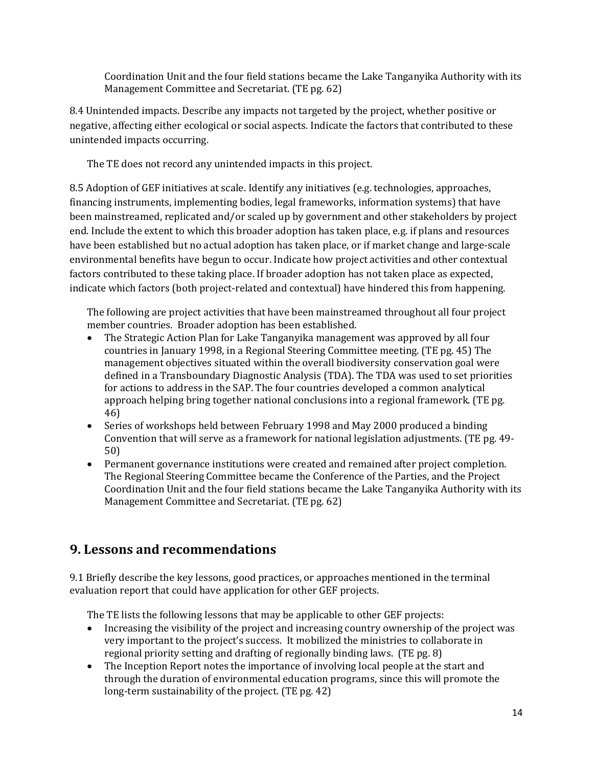Coordination Unit and the four field stations became the Lake Tanganyika Authority with its Management Committee and Secretariat. (TE pg. 62)

8.4 Unintended impacts. Describe any impacts not targeted by the project, whether positive or negative, affecting either ecological or social aspects. Indicate the factors that contributed to these unintended impacts occurring.

The TE does not record any unintended impacts in this project.

8.5 Adoption of GEF initiatives at scale. Identify any initiatives (e.g. technologies, approaches, financing instruments, implementing bodies, legal frameworks, information systems) that have been mainstreamed, replicated and/or scaled up by government and other stakeholders by project end. Include the extent to which this broader adoption has taken place, e.g. if plans and resources have been established but no actual adoption has taken place, or if market change and large-scale environmental benefits have begun to occur. Indicate how project activities and other contextual factors contributed to these taking place. If broader adoption has not taken place as expected, indicate which factors (both project-related and contextual) have hindered this from happening.

The following are project activities that have been mainstreamed throughout all four project member countries. Broader adoption has been established.

- The Strategic Action Plan for Lake Tanganyika management was approved by all four countries in January 1998, in a Regional Steering Committee meeting. (TE pg. 45) The management objectives situated within the overall biodiversity conservation goal were defined in a Transboundary Diagnostic Analysis (TDA). The TDA was used to set priorities for actions to address in the SAP. The four countries developed a common analytical approach helping bring together national conclusions into a regional framework. (TE pg. 46)
- Series of workshops held between February 1998 and May 2000 produced a binding Convention that will serve as a framework for national legislation adjustments. (TE pg. 49-50)
- Permanent governance institutions were created and remained after project completion. The Regional Steering Committee became the Conference of the Parties, and the Project Coordination Unit and the four field stations became the Lake Tanganyika Authority with its Management Committee and Secretariat. (TE pg. 62)

## 9. Lessons and recommendations

9.1 Briefly describe the key lessons, good practices, or approaches mentioned in the terminal evaluation report that could have application for other GEF projects.

The TE lists the following lessons that may be applicable to other GEF projects:

- Increasing the visibility of the project and increasing country ownership of the project was very important to the project's success. It mobilized the ministries to collaborate in regional priority setting and drafting of regionally binding laws. (TE pg. 8)
- The Inception Report notes the importance of involving local people at the start and through the duration of environmental education programs, since this will promote the long-term sustainability of the project. (TE pg. 42)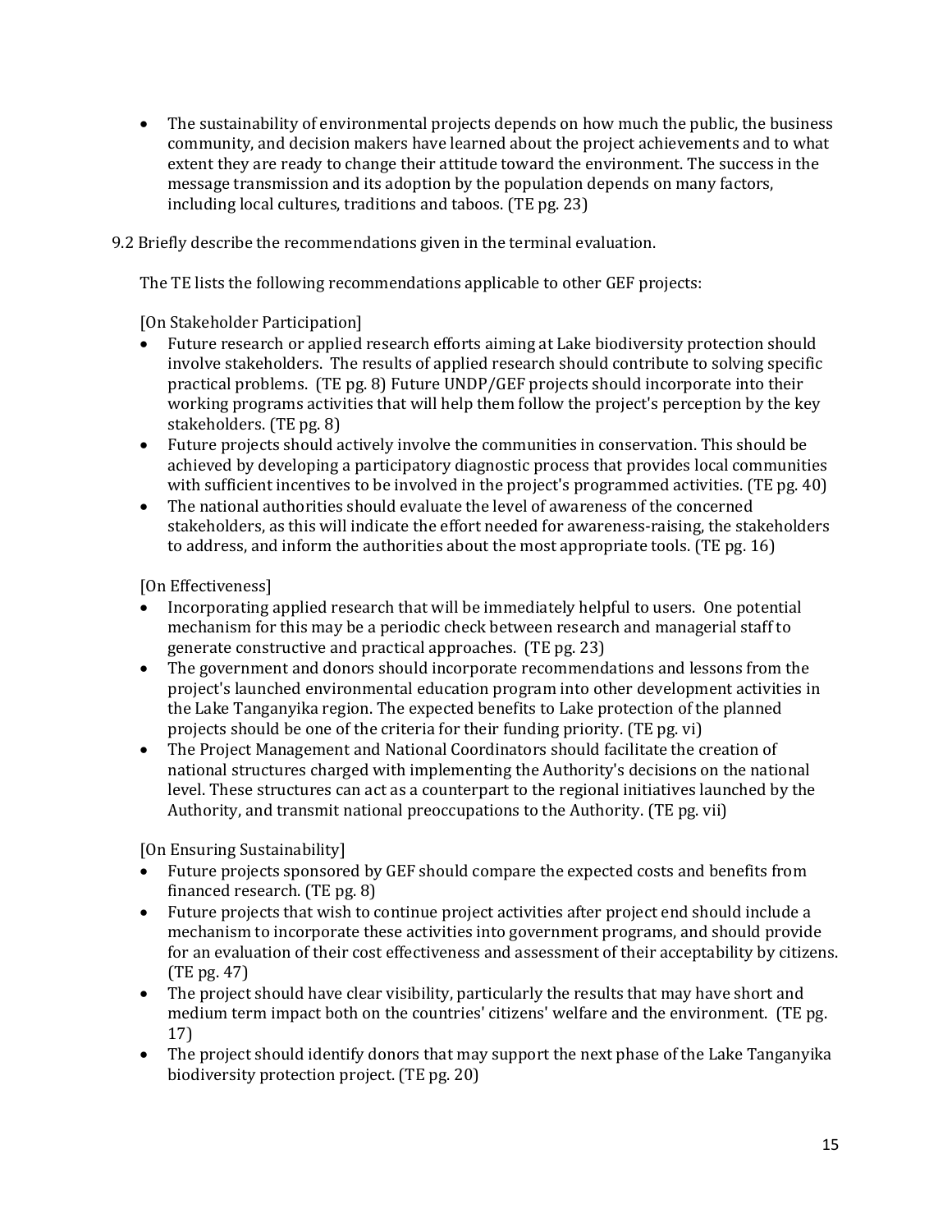- The sustainability of environmental projects depends on how much the public, the business community, and decision makers have learned about the project achievements and to what extent they are ready to change their attitude toward the environment. The success in the message transmission and its adoption by the population depends on many factors, including local cultures, traditions and taboos. (TE pg. 23)

9.2 Briefly describe the recommendations given in the terminal evaluation.

The TE lists the following recommendations applicable to other GEF projects:

[On Stakeholder Participation]

- Future research or applied research efforts aiming at Lake biodiversity protection should involve stakeholders. The results of applied research should contribute to solving specific practical problems. (TE pg. 8) Future UNDP/GEF projects should incorporate into their working programs activities that will help them follow the project's perception by the key stakeholders. (TE pg. 8)
- Future projects should actively involve the communities in conservation. This should be achieved by developing a participatory diagnostic process that provides local communities with sufficient incentives to be involved in the project's programmed activities. (TE pg. 40)
- The national authorities should evaluate the level of awareness of the concerned stakeholders, as this will indicate the effort needed for awareness-raising, the stakeholders to address, and inform the authorities about the most appropriate tools. (TE pg. 16)

[On Effectiveness]

- Incorporating applied research that will be immediately helpful to users. One potential mechanism for this may be a periodic check between research and managerial staff to generate constructive and practical approaches. (TE pg. 23)
- The government and donors should incorporate recommendations and lessons from the project's launched environmental education program into other development activities in the Lake Tanganyika region. The expected benefits to Lake protection of the planned projects should be one of the criteria for their funding priority. (TE pg. vi)
- The Project Management and National Coordinators should facilitate the creation of national structures charged with implementing the Authority's decisions on the national level. These structures can act as a counterpart to the regional initiatives launched by the Authority, and transmit national preoccupations to the Authority. (TE pg. vii)

[On Ensuring Sustainability]

- Future projects sponsored by GEF should compare the expected costs and benefits from financed research. (TE pg. 8)
- Future projects that wish to continue project activities after project end should include a mechanism to incorporate these activities into government programs, and should provide for an evaluation of their cost effectiveness and assessment of their acceptability by citizens. (TE pg. 47)
- The project should have clear visibility, particularly the results that may have short and medium term impact both on the countries' citizens' welfare and the environment. (TE pg. 17)
- The project should identify donors that may support the next phase of the Lake Tanganyika biodiversity protection project. (TE pg. 20)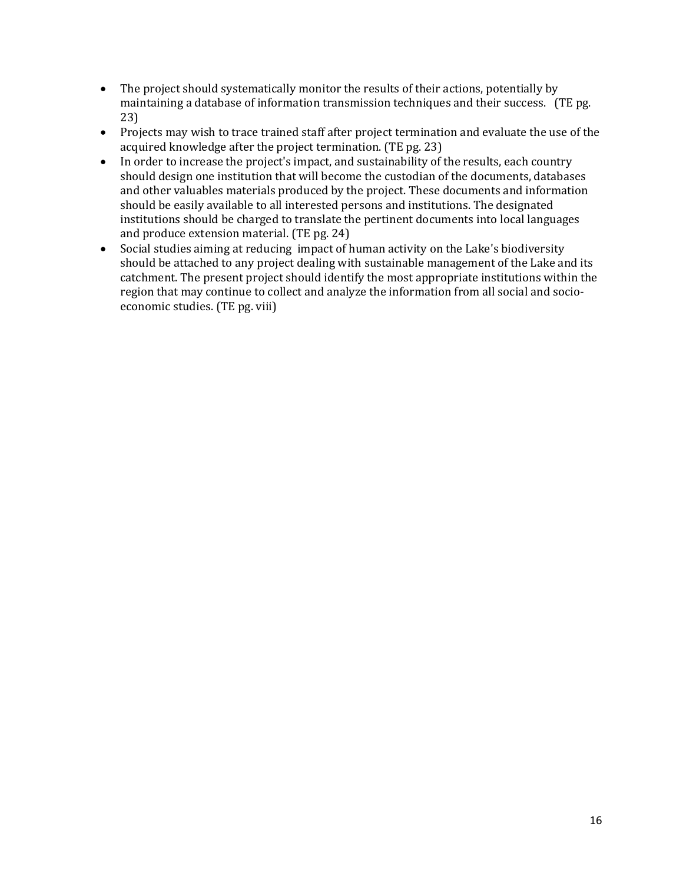- The project should systematically monitor the results of their actions, potentially by maintaining a database of information transmission techniques and their success. (TE pg. 23)
- Projects may wish to trace trained staff after project termination and evaluate the use of the acquired knowledge after the project termination. (TE pg. 23)
- In order to increase the project's impact, and sustainability of the results, each country should design one institution that will become the custodian of the documents, databases and other valuables materials produced by the project. These documents and information should be easily available to all interested persons and institutions. The designated institutions should be charged to translate the pertinent documents into local languages and produce extension material. (TE pg. 24)
- Social studies aiming at reducing impact of human activity on the Lake's biodiversity should be attached to any project dealing with sustainable management of the Lake and its catchment. The present project should identify the most appropriate institutions within the region that may continue to collect and analyze the information from all social and socio-economic studies. (TE pg. viii)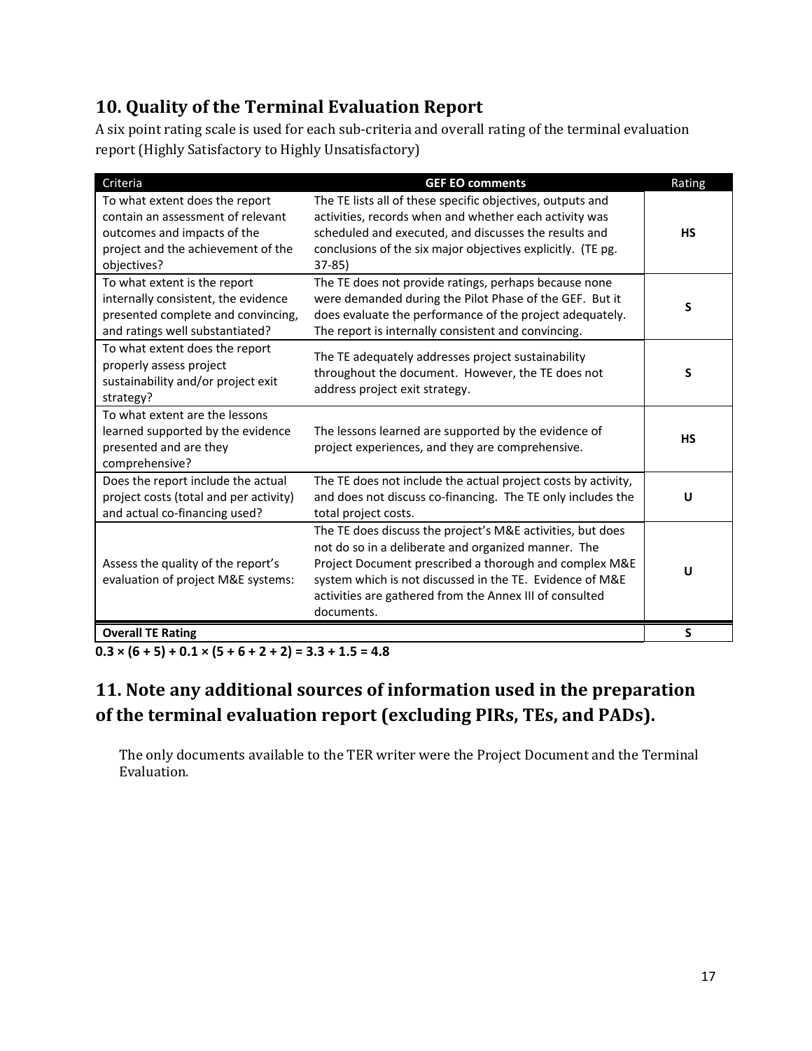## 10. Quality of the Terminal Evaluation Report

A six point rating scale is used for each sub-criteria and overall rating of the terminal evaluation report (Highly Satisfactory to Highly Unsatisfactory)

| Criteria | GEF EO comments | Rating |
|---|---|---|
| To what extent does the report contain an assessment of relevant outcomes and impacts of the project and the achievement of the objectives? | The TE lists all of these specific objectives, outputs and activities, records when and whether each activity was scheduled and executed, and discusses the results and conclusions of the six major objectives explicitly. (TE pg. 37-85) | **HS** |
| To what extent is the report internally consistent, the evidence presented complete and convincing, and ratings well substantiated? | The TE does not provide ratings, perhaps because none were demanded during the Pilot Phase of the GEF. But it does evaluate the performance of the project adequately. The report is internally consistent and convincing. | **S** |
| To what extent does the report properly assess project sustainability and/or project exit strategy? | The TE adequately addresses project sustainability throughout the document. However, the TE does not address project exit strategy. | **S** |
| To what extent are the lessons learned supported by the evidence presented and are they comprehensive? | The lessons learned are supported by the evidence of project experiences, and they are comprehensive. | **HS** |
| Does the report include the actual project costs (total and per activity) and actual co-financing used? | The TE does not include the actual project costs by activity, and does not discuss co-financing. The TE only includes the total project costs. | **U** |
| Assess the quality of the report's evaluation of project M&E systems: | The TE does discuss the project's M&E activities, but does not do so in a deliberate and organized manner. The Project Document prescribed a thorough and complex M&E system which is not discussed in the TE. Evidence of M&E activities are gathered from the Annex III of consulted documents. | **U** |
| **Overall TE Rating** | | **S** |

**$0.3 \times (6 + 5) + 0.1 \times (5 + 6 + 2 + 2) = 3.3 + 1.5 = 4.8$**

## 11. Note any additional sources of information used in the preparation of the terminal evaluation report (excluding PIRs, TEs, and PADs).

The only documents available to the TER writer were the Project Document and the Terminal Evaluation.